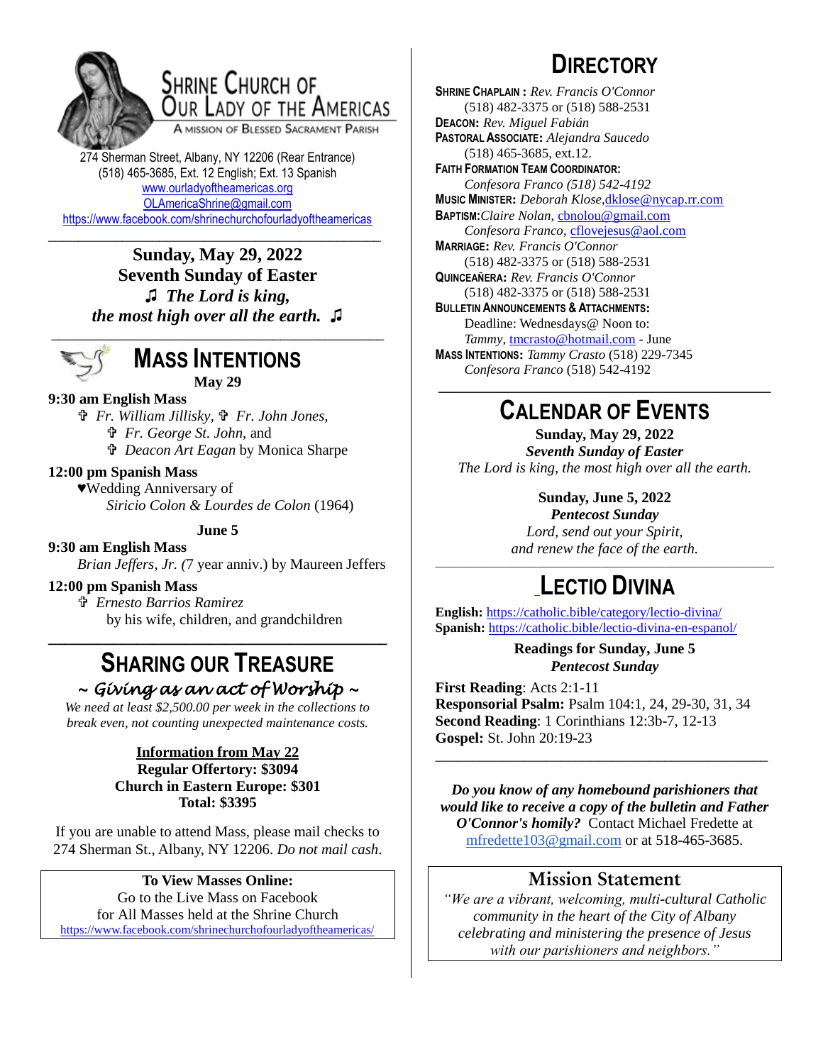# Shrine Church of Our Lady of the Americas

A Mission of Blessed Sacrament Parish

274 Sherman Street, Albany, NY 12206 (Rear Entrance)
(518) 465-3685, Ext. 12 English; Ext. 13 Spanish
www.ourladyoftheamericas.org
OLAmericaShrine@gmail.com
https://www.facebook.com/shrinechurchofourladyoftheamericas

---

**Sunday, May 29, 2022**
**Seventh Sunday of Easter**
***♫ The Lord is king, the most high over all the earth. ♫***

---

## Mass Intentions

**May 29**

**9:30 am English Mass**
- ✞ *Fr. William Jillisky*, ✞ *Fr. John Jones*,
- ✞ *Fr. George St. John*, and
- ✞ *Deacon Art Eagan* by Monica Sharpe

**12:00 pm Spanish Mass**
- ♥Wedding Anniversary of *Siricio Colon & Lourdes de Colon* (1964)

**June 5**

**9:30 am English Mass**
- *Brian Jeffers, Jr.* (7 year anniv.) by Maureen Jeffers

**12:00 pm Spanish Mass**
- ✞ *Ernesto Barrios Ramirez* by his wife, children, and grandchildren

---

## Sharing our Treasure

*~ Giving as an act of Worship ~*

*We need at least $2,500.00 per week in the collections to break even, not counting unexpected maintenance costs.*

**Information from May 22**
**Regular Offertory: $3094**
**Church in Eastern Europe: $301**
**Total: $3395**

If you are unable to attend Mass, please mail checks to 274 Sherman St., Albany, NY 12206. *Do not mail cash*.

**To View Masses Online:**
Go to the Live Mass on Facebook for All Masses held at the Shrine Church
https://www.facebook.com/shrinechurchofourladyoftheamericas/

## Directory

**Shrine Chaplain :** *Rev. Francis O'Connor* (518) 482-3375 or (518) 588-2531
**Deacon:** *Rev. Miguel Fabián*
**Pastoral Associate:** *Alejandra Saucedo* (518) 465-3685, ext.12.
**Faith Formation Team Coordinator:** *Confesora Franco (518) 542-4192*
**Music Minister:** *Deborah Klose*, dklose@nycap.rr.com
**Baptism:** *Claire Nolan*, cbnolou@gmail.com
*Confesora Franco*, cflovejesus@aol.com
**Marriage:** *Rev. Francis O'Connor* (518) 482-3375 or (518) 588-2531
**Quinceañera:** *Rev. Francis O'Connor* (518) 482-3375 or (518) 588-2531
**Bulletin Announcements & Attachments:** Deadline: Wednesdays@ Noon to: *Tammy*, tmcrasto@hotmail.com - June
**Mass Intentions:** *Tammy Crasto* (518) 229-7345
*Confesora Franco* (518) 542-4192

---

## Calendar of Events

**Sunday, May 29, 2022**
***Seventh Sunday of Easter***
*The Lord is king, the most high over all the earth.*

**Sunday, June 5, 2022**
***Pentecost Sunday***
*Lord, send out your Spirit, and renew the face of the earth.*

---

## Lectio Divina

**English:** https://catholic.bible/category/lectio-divina/
**Spanish:** https://catholic.bible/lectio-divina-en-espanol/

**Readings for Sunday, June 5**
***Pentecost Sunday***

**First Reading**: Acts 2:1-11
**Responsorial Psalm:** Psalm 104:1, 24, 29-30, 31, 34
**Second Reading**: 1 Corinthians 12:3b-7, 12-13
**Gospel:** St. John 20:19-23

---

***Do you know of any homebound parishioners that would like to receive a copy of the bulletin and Father O'Connor's homily?*** Contact Michael Fredette at mfredette103@gmail.com or at 518-465-3685.

## Mission Statement

*"We are a vibrant, welcoming, multi-cultural Catholic community in the heart of the City of Albany celebrating and ministering the presence of Jesus with our parishioners and neighbors."*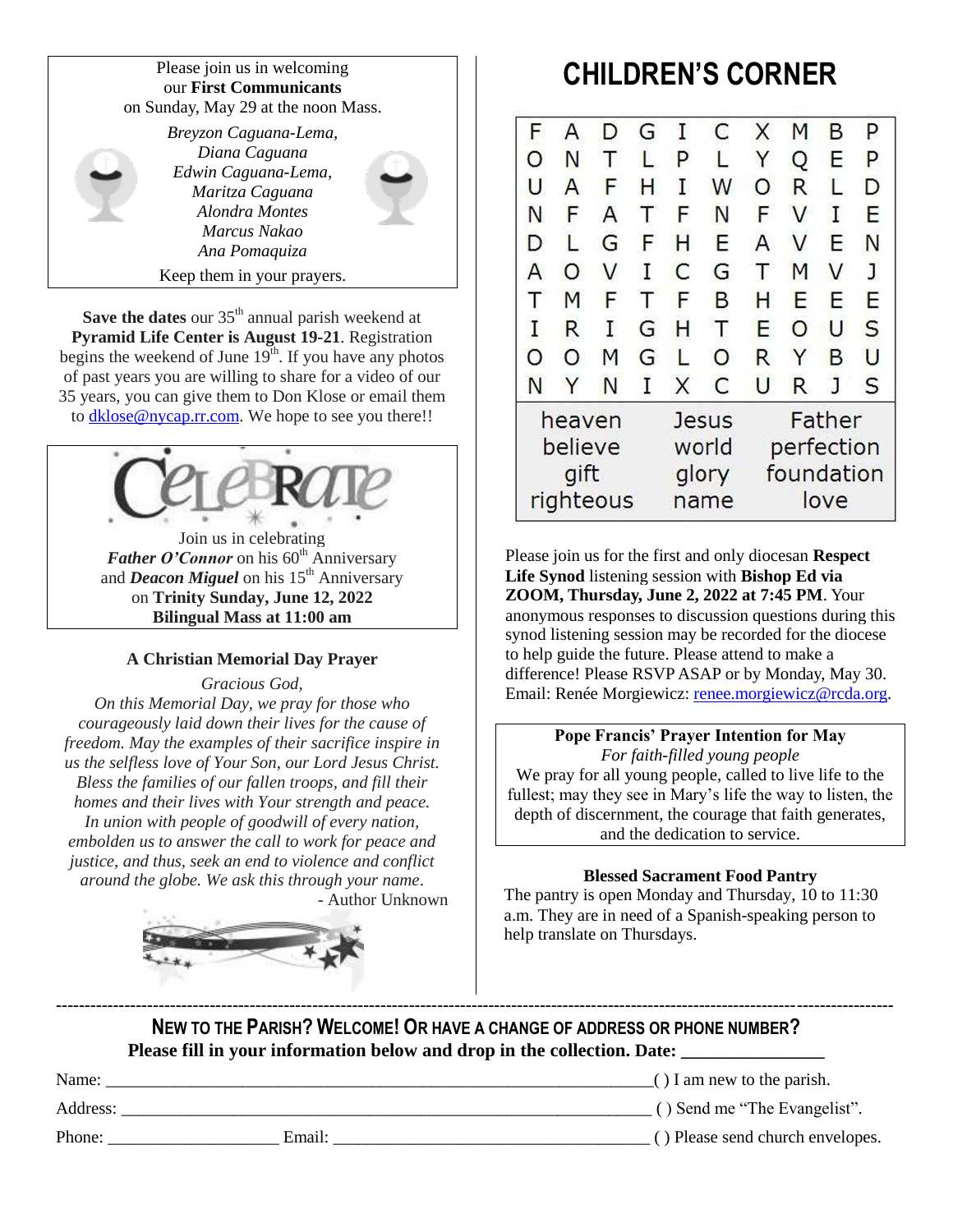Please join us in welcoming
our **First Communicants**
on Sunday, May 29 at the noon Mass.

*Breyzon Caguana-Lema,*
*Diana Caguana*
*Edwin Caguana-Lema,*
*Maritza Caguana*
*Alondra Montes*
*Marcus Nakao*
*Ana Pomaquiza*

Keep them in your prayers.

**Save the dates** our 35th annual parish weekend at **Pyramid Life Center is August 19-21**. Registration begins the weekend of June 19th. If you have any photos of past years you are willing to share for a video of our 35 years, you can give them to Don Klose or email them to dklose@nycap.rr.com. We hope to see you there!!

CELEBRATE

Join us in celebrating
***Father O'Connor*** on his 60th Anniversary
and ***Deacon Miguel*** on his 15th Anniversary
on **Trinity Sunday, June 12, 2022**
**Bilingual Mass at 11:00 am**

### A Christian Memorial Day Prayer

*Gracious God,*
*On this Memorial Day, we pray for those who courageously laid down their lives for the cause of freedom. May the examples of their sacrifice inspire in us the selfless love of Your Son, our Lord Jesus Christ. Bless the families of our fallen troops, and fill their homes and their lives with Your strength and peace. In union with people of goodwill of every nation, embolden us to answer the call to work for peace and justice, and thus, seek an end to violence and conflict around the globe. We ask this through your name.*

- Author Unknown

# CHILDREN'S CORNER

| | | | | | | | | | |
|---|---|---|---|---|---|---|---|---|---|
| F | A | D | G | I | C | X | M | B | P |
| O | N | T | L | P | L | Y | Q | E | P |
| U | A | F | H | I | W | O | R | L | D |
| N | F | A | T | F | N | F | V | I | E |
| D | L | G | F | H | E | A | V | E | N |
| A | O | V | I | C | G | T | M | V | J |
| T | M | F | T | F | B | H | E | E | E |
| I | R | I | G | H | T | E | O | U | S |
| O | O | M | G | L | O | R | Y | B | U |
| N | Y | N | I | X | C | U | R | J | S |

| | | |
|---|---|---|
| heaven | Jesus | Father |
| believe | world | perfection |
| gift | glory | foundation |
| righteous | name | love |

Please join us for the first and only diocesan **Respect Life Synod** listening session with **Bishop Ed via ZOOM, Thursday, June 2, 2022 at 7:45 PM**. Your anonymous responses to discussion questions during this synod listening session may be recorded for the diocese to help guide the future. Please attend to make a difference! Please RSVP ASAP or by Monday, May 30. Email: Renée Morgiewicz: renee.morgiewicz@rcda.org.

**Pope Francis' Prayer Intention for May**
*For faith-filled young people*
We pray for all young people, called to live life to the fullest; may they see in Mary's life the way to listen, the depth of discernment, the courage that faith generates, and the dedication to service.

**Blessed Sacrament Food Pantry**
The pantry is open Monday and Thursday, 10 to 11:30 a.m. They are in need of a Spanish-speaking person to help translate on Thursdays.

---

**NEW TO THE PARISH? WELCOME! OR HAVE A CHANGE OF ADDRESS OR PHONE NUMBER?**
**Please fill in your information below and drop in the collection. Date: _______________**

Name: ________________________________________________ ( ) I am new to the parish.

Address: ______________________________________________ ( ) Send me "The Evangelist".

Phone: ____________________ Email: ____________________ ( ) Please send church envelopes.